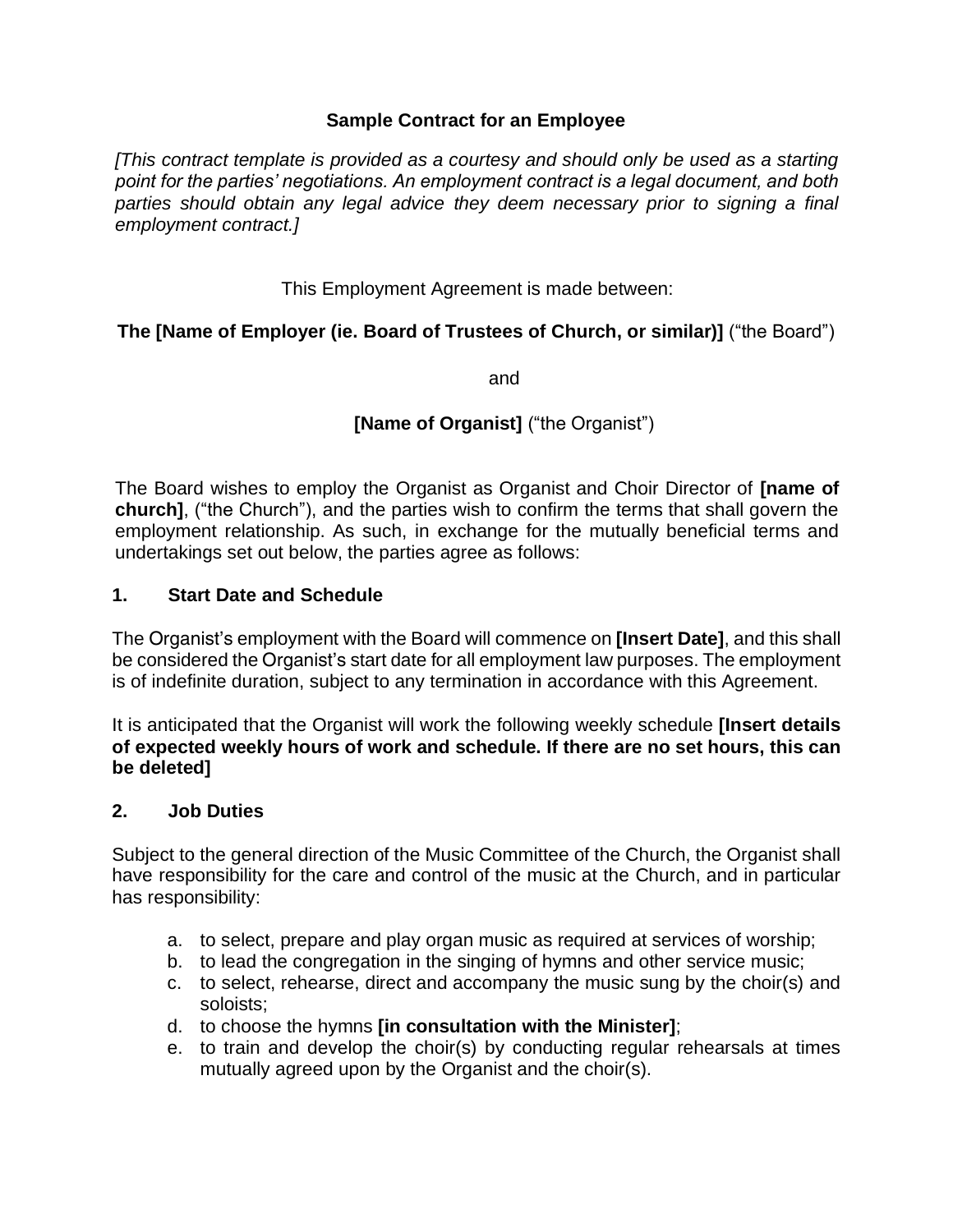# Sample Contract for an Employee

*[This contract template is provided as a courtesy and should only be used as a starting point for the parties' negotiations. An employment contract is a legal document, and both parties should obtain any legal advice they deem necessary prior to signing a final employment contract.]*

This Employment Agreement is made between:

**The [Name of Employer (ie. Board of Trustees of Church, or similar)]** ("the Board")

and

**[Name of Organist]** ("the Organist")

The Board wishes to employ the Organist as Organist and Choir Director of **[name of church]**, ("the Church"), and the parties wish to confirm the terms that shall govern the employment relationship. As such, in exchange for the mutually beneficial terms and undertakings set out below, the parties agree as follows:

## 1. Start Date and Schedule

The Organist's employment with the Board will commence on **[Insert Date]**, and this shall be considered the Organist's start date for all employment law purposes. The employment is of indefinite duration, subject to any termination in accordance with this Agreement.

It is anticipated that the Organist will work the following weekly schedule **[Insert details of expected weekly hours of work and schedule. If there are no set hours, this can be deleted]**

## 2. Job Duties

Subject to the general direction of the Music Committee of the Church, the Organist shall have responsibility for the care and control of the music at the Church, and in particular has responsibility:

a. to select, prepare and play organ music as required at services of worship;
b. to lead the congregation in the singing of hymns and other service music;
c. to select, rehearse, direct and accompany the music sung by the choir(s) and soloists;
d. to choose the hymns **[in consultation with the Minister]**;
e. to train and develop the choir(s) by conducting regular rehearsals at times mutually agreed upon by the Organist and the choir(s).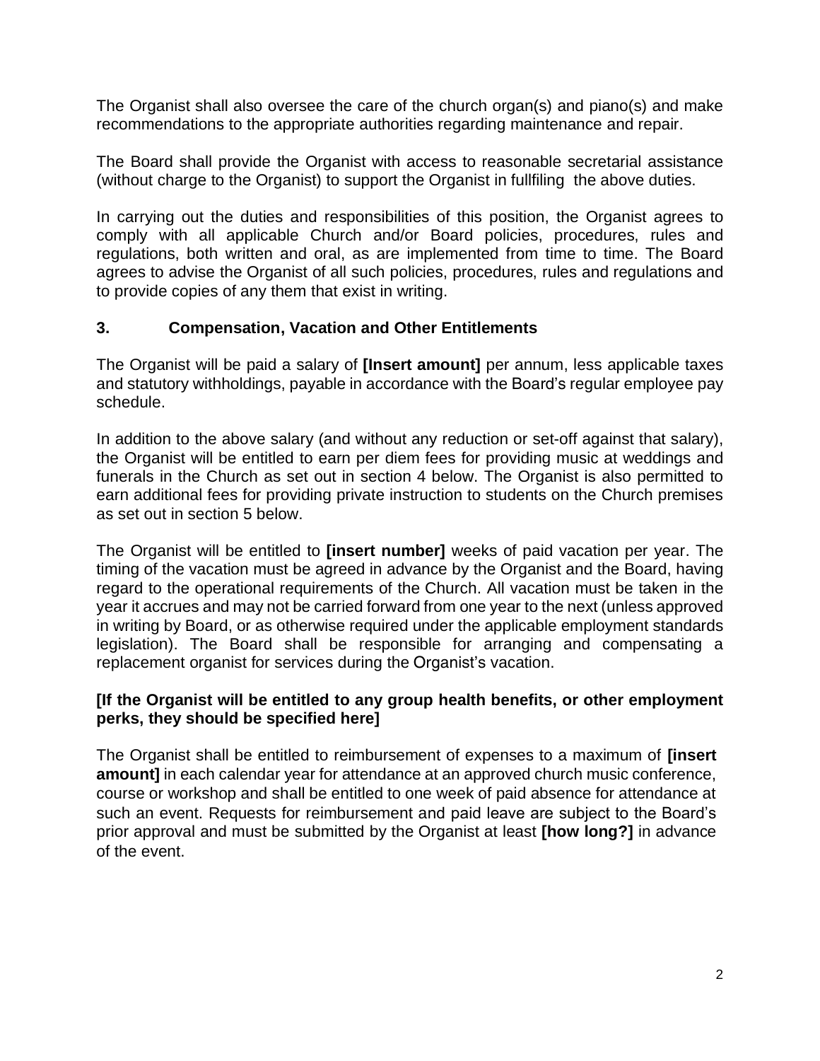The Organist shall also oversee the care of the church organ(s) and piano(s) and make recommendations to the appropriate authorities regarding maintenance and repair.

The Board shall provide the Organist with access to reasonable secretarial assistance (without charge to the Organist) to support the Organist in fullfiling the above duties.

In carrying out the duties and responsibilities of this position, the Organist agrees to comply with all applicable Church and/or Board policies, procedures, rules and regulations, both written and oral, as are implemented from time to time. The Board agrees to advise the Organist of all such policies, procedures, rules and regulations and to provide copies of any them that exist in writing.

## 3. Compensation, Vacation and Other Entitlements

The Organist will be paid a salary of **[Insert amount]** per annum, less applicable taxes and statutory withholdings, payable in accordance with the Board's regular employee pay schedule.

In addition to the above salary (and without any reduction or set-off against that salary), the Organist will be entitled to earn per diem fees for providing music at weddings and funerals in the Church as set out in section 4 below. The Organist is also permitted to earn additional fees for providing private instruction to students on the Church premises as set out in section 5 below.

The Organist will be entitled to **[insert number]** weeks of paid vacation per year. The timing of the vacation must be agreed in advance by the Organist and the Board, having regard to the operational requirements of the Church. All vacation must be taken in the year it accrues and may not be carried forward from one year to the next (unless approved in writing by Board, or as otherwise required under the applicable employment standards legislation). The Board shall be responsible for arranging and compensating a replacement organist for services during the Organist's vacation.

**[If the Organist will be entitled to any group health benefits, or other employment perks, they should be specified here]**

The Organist shall be entitled to reimbursement of expenses to a maximum of **[insert amount]** in each calendar year for attendance at an approved church music conference, course or workshop and shall be entitled to one week of paid absence for attendance at such an event. Requests for reimbursement and paid leave are subject to the Board's prior approval and must be submitted by the Organist at least **[how long?]** in advance of the event.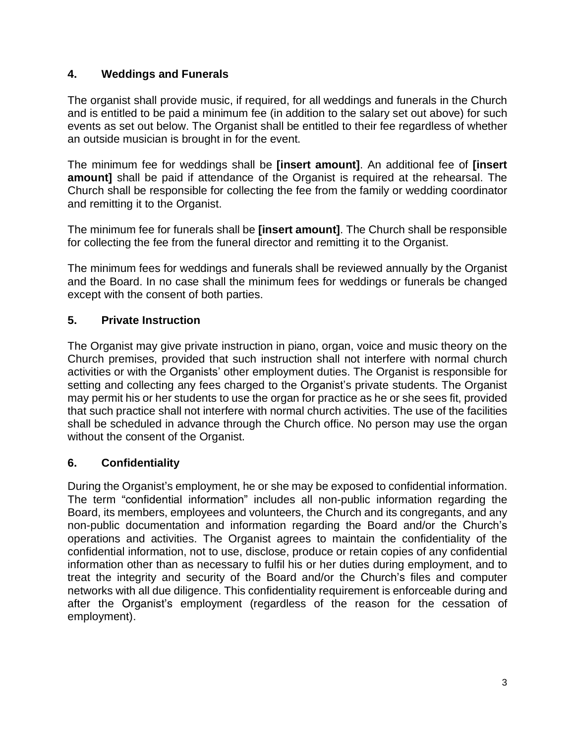## 4. Weddings and Funerals

The organist shall provide music, if required, for all weddings and funerals in the Church and is entitled to be paid a minimum fee (in addition to the salary set out above) for such events as set out below. The Organist shall be entitled to their fee regardless of whether an outside musician is brought in for the event.

The minimum fee for weddings shall be **[insert amount]**. An additional fee of **[insert amount]** shall be paid if attendance of the Organist is required at the rehearsal. The Church shall be responsible for collecting the fee from the family or wedding coordinator and remitting it to the Organist.

The minimum fee for funerals shall be **[insert amount]**. The Church shall be responsible for collecting the fee from the funeral director and remitting it to the Organist.

The minimum fees for weddings and funerals shall be reviewed annually by the Organist and the Board. In no case shall the minimum fees for weddings or funerals be changed except with the consent of both parties.

## 5. Private Instruction

The Organist may give private instruction in piano, organ, voice and music theory on the Church premises, provided that such instruction shall not interfere with normal church activities or with the Organists' other employment duties. The Organist is responsible for setting and collecting any fees charged to the Organist's private students. The Organist may permit his or her students to use the organ for practice as he or she sees fit, provided that such practice shall not interfere with normal church activities. The use of the facilities shall be scheduled in advance through the Church office. No person may use the organ without the consent of the Organist.

## 6. Confidentiality

During the Organist's employment, he or she may be exposed to confidential information. The term "confidential information" includes all non-public information regarding the Board, its members, employees and volunteers, the Church and its congregants, and any non-public documentation and information regarding the Board and/or the Church's operations and activities. The Organist agrees to maintain the confidentiality of the confidential information, not to use, disclose, produce or retain copies of any confidential information other than as necessary to fulfil his or her duties during employment, and to treat the integrity and security of the Board and/or the Church's files and computer networks with all due diligence. This confidentiality requirement is enforceable during and after the Organist's employment (regardless of the reason for the cessation of employment).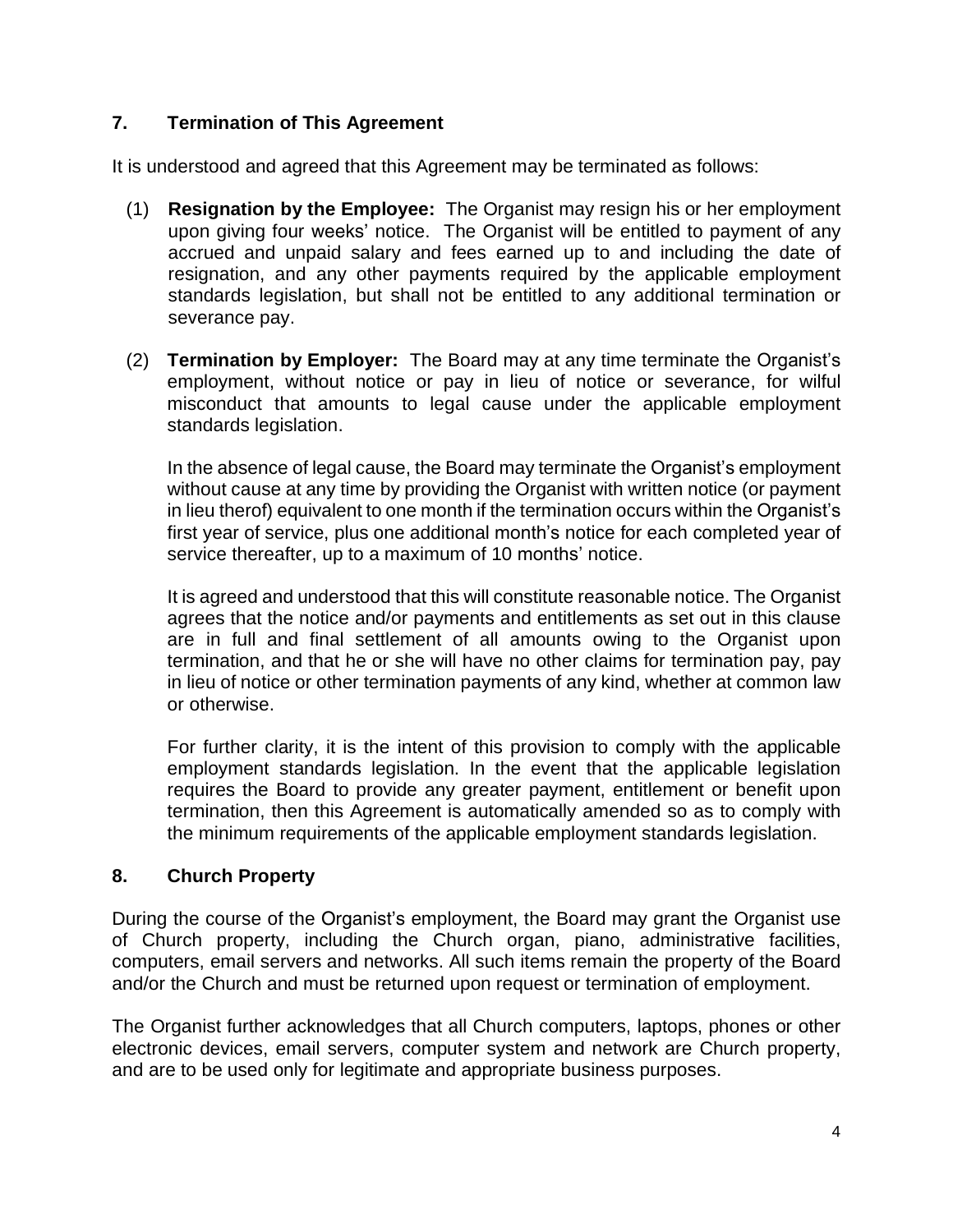## 7. Termination of This Agreement

It is understood and agreed that this Agreement may be terminated as follows:

(1) **Resignation by the Employee:** The Organist may resign his or her employment upon giving four weeks' notice. The Organist will be entitled to payment of any accrued and unpaid salary and fees earned up to and including the date of resignation, and any other payments required by the applicable employment standards legislation, but shall not be entitled to any additional termination or severance pay.

(2) **Termination by Employer:** The Board may at any time terminate the Organist's employment, without notice or pay in lieu of notice or severance, for wilful misconduct that amounts to legal cause under the applicable employment standards legislation.

In the absence of legal cause, the Board may terminate the Organist's employment without cause at any time by providing the Organist with written notice (or payment in lieu therof) equivalent to one month if the termination occurs within the Organist's first year of service, plus one additional month's notice for each completed year of service thereafter, up to a maximum of 10 months' notice.

It is agreed and understood that this will constitute reasonable notice. The Organist agrees that the notice and/or payments and entitlements as set out in this clause are in full and final settlement of all amounts owing to the Organist upon termination, and that he or she will have no other claims for termination pay, pay in lieu of notice or other termination payments of any kind, whether at common law or otherwise.

For further clarity, it is the intent of this provision to comply with the applicable employment standards legislation. In the event that the applicable legislation requires the Board to provide any greater payment, entitlement or benefit upon termination, then this Agreement is automatically amended so as to comply with the minimum requirements of the applicable employment standards legislation.

## 8. Church Property

During the course of the Organist's employment, the Board may grant the Organist use of Church property, including the Church organ, piano, administrative facilities, computers, email servers and networks. All such items remain the property of the Board and/or the Church and must be returned upon request or termination of employment.

The Organist further acknowledges that all Church computers, laptops, phones or other electronic devices, email servers, computer system and network are Church property, and are to be used only for legitimate and appropriate business purposes.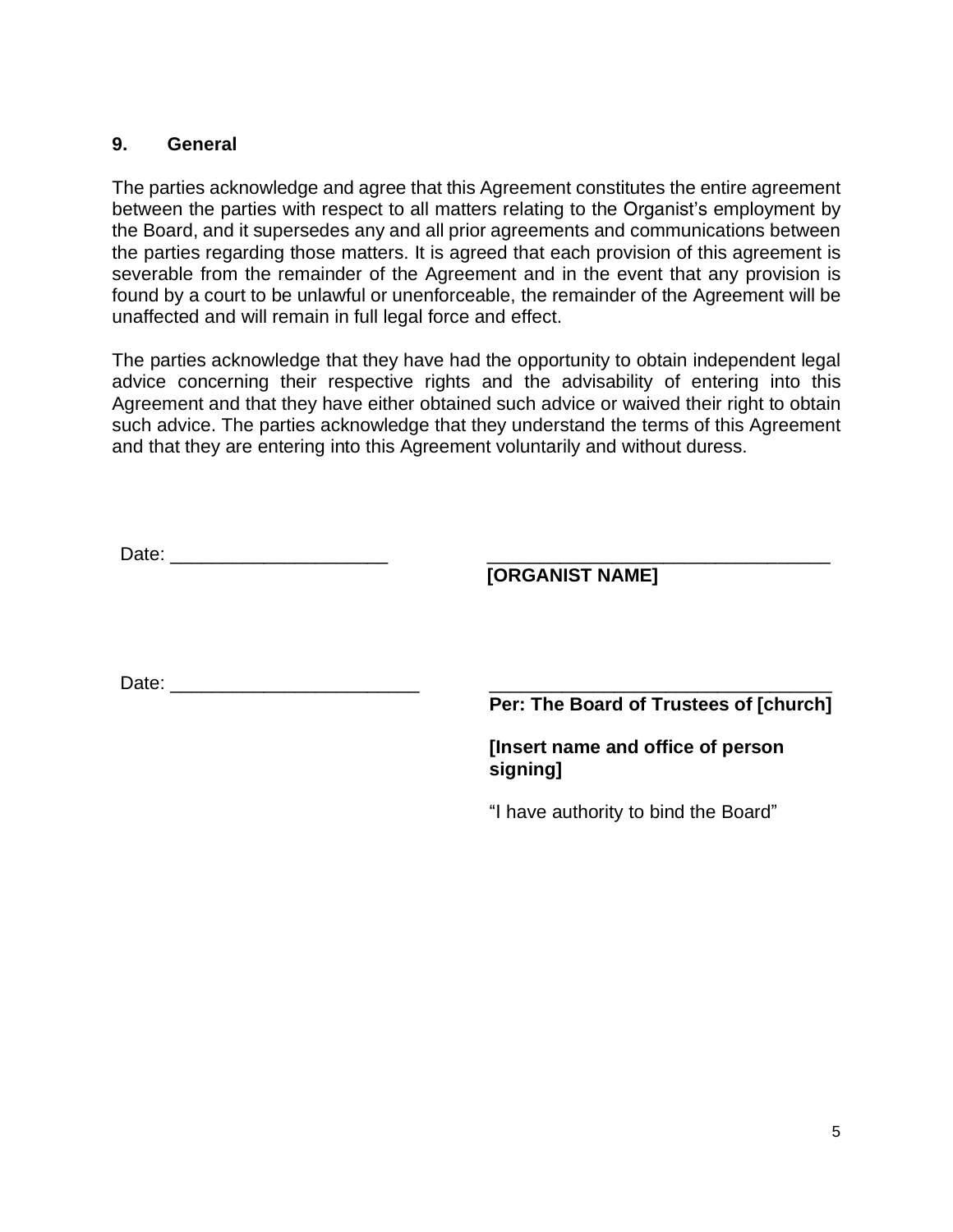## 9. General

The parties acknowledge and agree that this Agreement constitutes the entire agreement between the parties with respect to all matters relating to the Organist's employment by the Board, and it supersedes any and all prior agreements and communications between the parties regarding those matters. It is agreed that each provision of this agreement is severable from the remainder of the Agreement and in the event that any provision is found by a court to be unlawful or unenforceable, the remainder of the Agreement will be unaffected and will remain in full legal force and effect.

The parties acknowledge that they have had the opportunity to obtain independent legal advice concerning their respective rights and the advisability of entering into this Agreement and that they have either obtained such advice or waived their right to obtain such advice. The parties acknowledge that they understand the terms of this Agreement and that they are entering into this Agreement voluntarily and without duress.

Date: ____________________ ________________________________
**[ORGANIST NAME]**

Date: ________________________ ________________________________
**Per: The Board of Trustees of [church]**

**[Insert name and office of person signing]**

"I have authority to bind the Board"